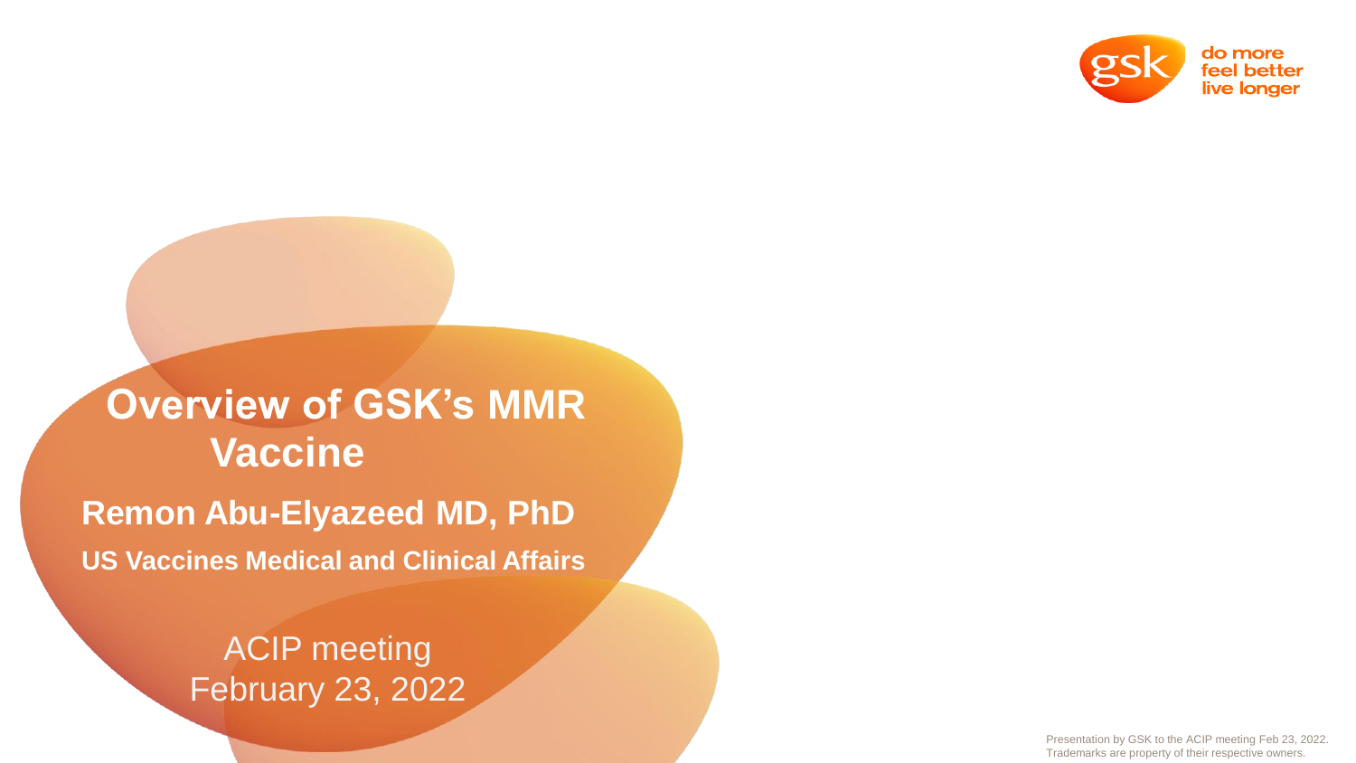# Overview of GSK's MMR Vaccine

**Remon Abu-Elyazeed MD, PhD**

**US Vaccines Medical and Clinical Affairs**

ACIP meeting
February 23, 2022

Presentation by GSK to the ACIP meeting Feb 23, 2022.
Trademarks are property of their respective owners.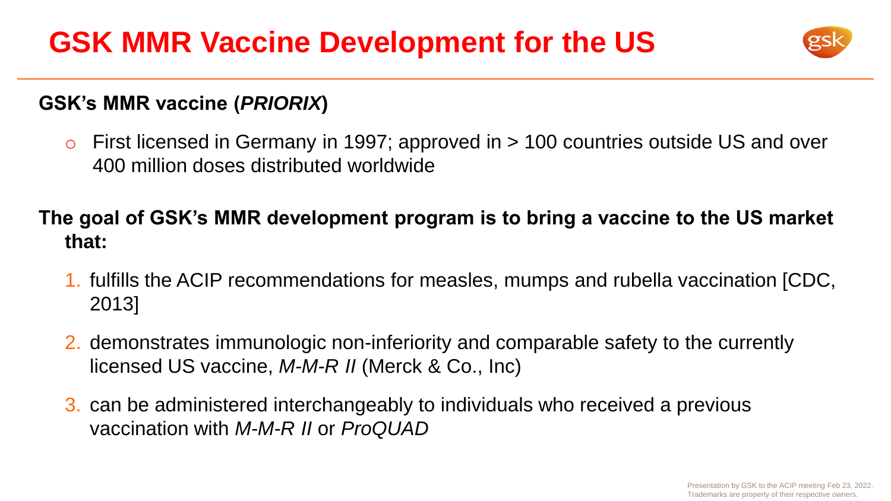# GSK MMR Vaccine Development for the US

**GSK's MMR vaccine (*PRIORIX*)**

- First licensed in Germany in 1997; approved in > 100 countries outside US and over 400 million doses distributed worldwide

**The goal of GSK's MMR development program is to bring a vaccine to the US market that:**

1. fulfills the ACIP recommendations for measles, mumps and rubella vaccination [CDC, 2013]
2. demonstrates immunologic non-inferiority and comparable safety to the currently licensed US vaccine, *M-M-R II* (Merck & Co., Inc)
3. can be administered interchangeably to individuals who received a previous vaccination with *M-M-R II* or *ProQUAD*

Presentation by GSK to the ACIP meeting Feb 23, 2022.
Trademarks are property of their respective owners.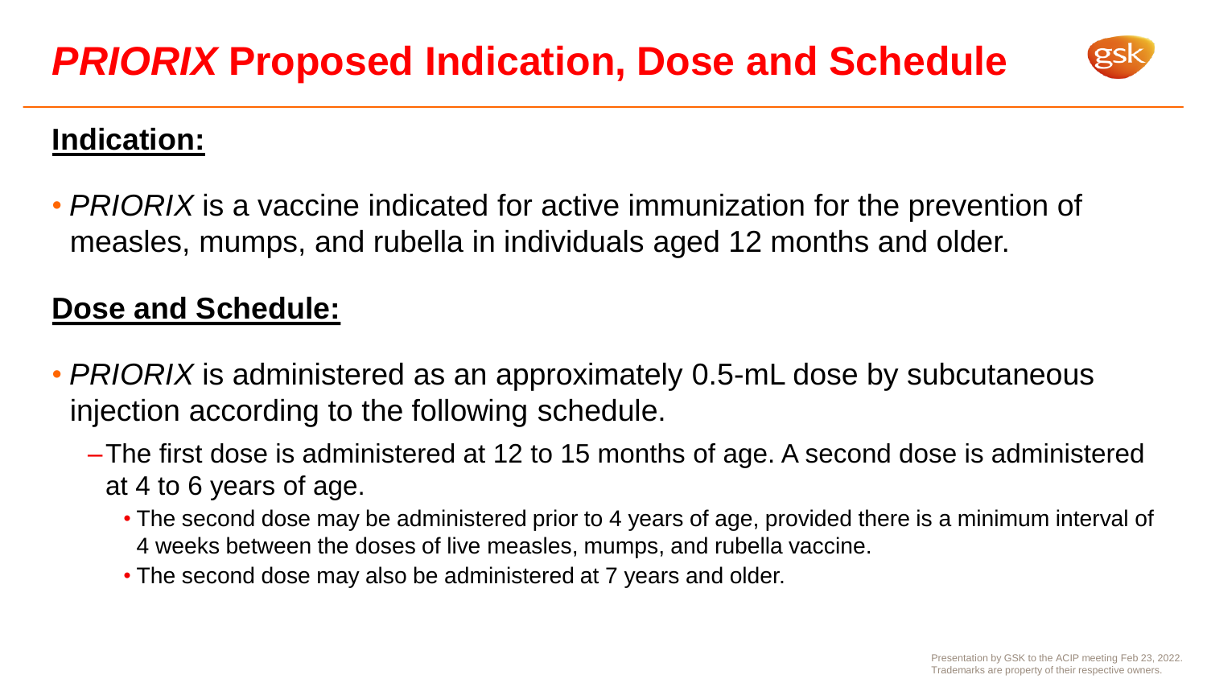# *PRIORIX* Proposed Indication, Dose and Schedule

## Indication:

- *PRIORIX* is a vaccine indicated for active immunization for the prevention of measles, mumps, and rubella in individuals aged 12 months and older.

## Dose and Schedule:

- *PRIORIX* is administered as an approximately 0.5-mL dose by subcutaneous injection according to the following schedule.
  - The first dose is administered at 12 to 15 months of age. A second dose is administered at 4 to 6 years of age.
    - The second dose may be administered prior to 4 years of age, provided there is a minimum interval of 4 weeks between the doses of live measles, mumps, and rubella vaccine.
    - The second dose may also be administered at 7 years and older.

Presentation by GSK to the ACIP meeting Feb 23, 2022.
Trademarks are property of their respective owners.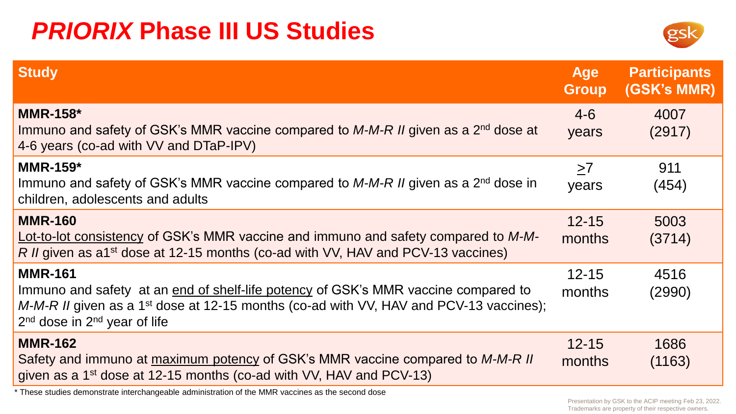# *PRIORIX* Phase III US Studies

| Study | Age Group | Participants (GSK's MMR) |
|---|---|---|
| **MMR-158*** Immuno and safety of GSK's MMR vaccine compared to *M-M-R II* given as a 2nd dose at 4-6 years (co-ad with VV and DTaP-IPV) | 4-6 years | 4007 (2917) |
| **MMR-159*** Immuno and safety of GSK's MMR vaccine compared to *M-M-R II* given as a 2nd dose in children, adolescents and adults | ≥7 years | 911 (454) |
| **MMR-160** <u>Lot-to-lot consistency</u> of GSK's MMR vaccine and immuno and safety compared to *M-M-R II* given as a1st dose at 12-15 months (co-ad with VV, HAV and PCV-13 vaccines) | 12-15 months | 5003 (3714) |
| **MMR-161** Immuno and safety at an <u>end of shelf-life potency</u> of GSK's MMR vaccine compared to *M-M-R II* given as a 1st dose at 12-15 months (co-ad with VV, HAV and PCV-13 vaccines); 2nd dose in 2nd year of life | 12-15 months | 4516 (2990) |
| **MMR-162** Safety and immuno at <u>maximum potency</u> of GSK's MMR vaccine compared to *M-M-R II* given as a 1st dose at 12-15 months (co-ad with VV, HAV and PCV-13) | 12-15 months | 1686 (1163) |

* These studies demonstrate interchangeable administration of the MMR vaccines as the second dose

Presentation by GSK to the ACIP meeting Feb 23, 2022.
Trademarks are property of their respective owners.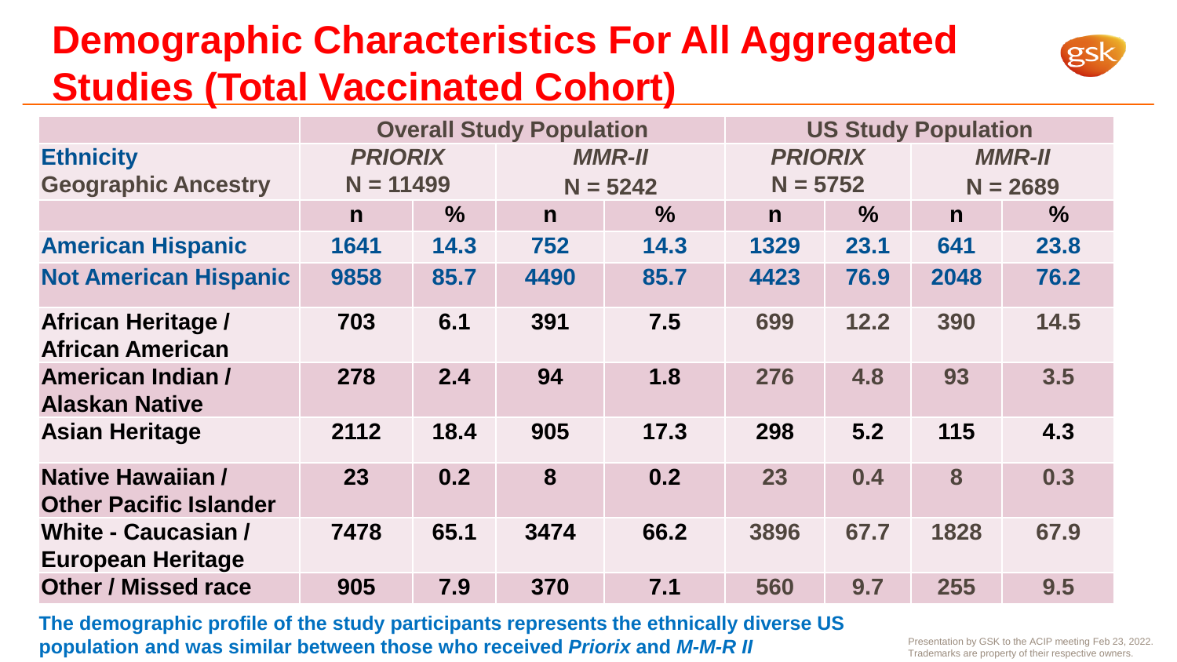# Demographic Characteristics For All Aggregated Studies (Total Vaccinated Cohort)

| Ethnicity<br>Geographic Ancestry | Overall Study Population | | | | US Study Population | | | |
|---|---|---|---|---|---|---|---|---|
| | *PRIORIX*<br>N = 11499 | | *MMR-II*<br>N = 5242 | | *PRIORIX*<br>N = 5752 | | *MMR-II*<br>N = 2689 | |
| | n | % | n | % | n | % | n | % |
| **American Hispanic** | 1641 | 14.3 | 752 | 14.3 | 1329 | 23.1 | 641 | 23.8 |
| **Not American Hispanic** | 9858 | 85.7 | 4490 | 85.7 | 4423 | 76.9 | 2048 | 76.2 |
| African Heritage / African American | 703 | 6.1 | 391 | 7.5 | 699 | 12.2 | 390 | 14.5 |
| American Indian / Alaskan Native | 278 | 2.4 | 94 | 1.8 | 276 | 4.8 | 93 | 3.5 |
| Asian Heritage | 2112 | 18.4 | 905 | 17.3 | 298 | 5.2 | 115 | 4.3 |
| Native Hawaiian / Other Pacific Islander | 23 | 0.2 | 8 | 0.2 | 23 | 0.4 | 8 | 0.3 |
| White - Caucasian / European Heritage | 7478 | 65.1 | 3474 | 66.2 | 3896 | 67.7 | 1828 | 67.9 |
| Other / Missed race | 905 | 7.9 | 370 | 7.1 | 560 | 9.7 | 255 | 9.5 |

**The demographic profile of the study participants represents the ethnically diverse US population and was similar between those who received *Priorix* and *M-M-R II***

Presentation by GSK to the ACIP meeting Feb 23, 2022.
Trademarks are property of their respective owners.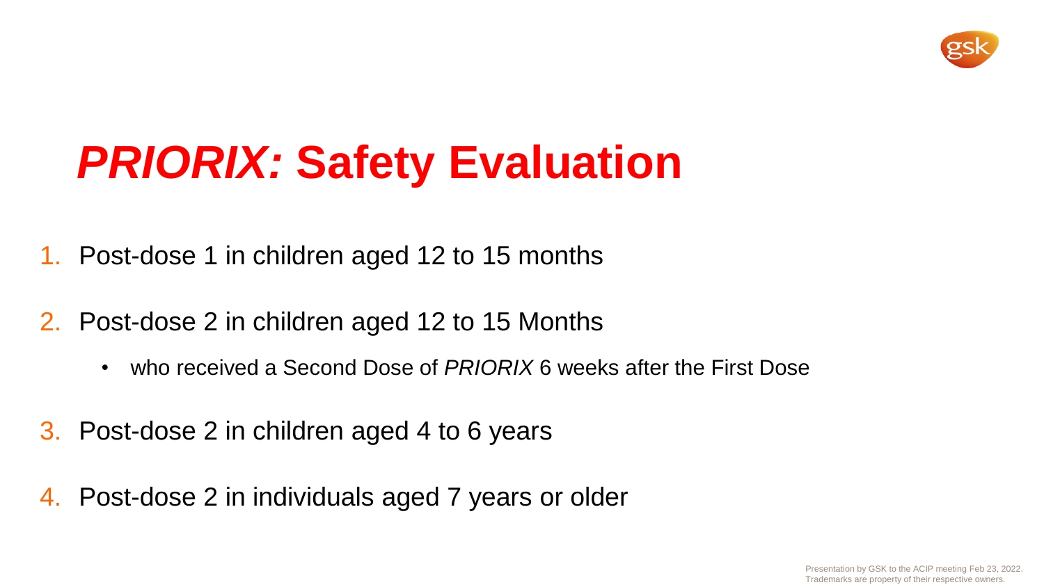# *PRIORIX:* Safety Evaluation

1. Post-dose 1 in children aged 12 to 15 months
2. Post-dose 2 in children aged 12 to 15 Months
   - who received a Second Dose of *PRIORIX* 6 weeks after the First Dose
3. Post-dose 2 in children aged 4 to 6 years
4. Post-dose 2 in individuals aged 7 years or older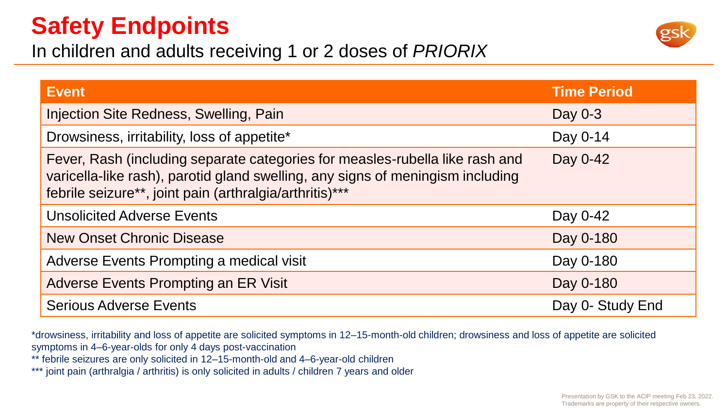# Safety Endpoints

## In children and adults receiving 1 or 2 doses of *PRIORIX*

| Event | Time Period |
| --- | --- |
| Injection Site Redness, Swelling, Pain | Day 0-3 |
| Drowsiness, irritability, loss of appetite* | Day 0-14 |
| Fever, Rash (including separate categories for measles-rubella like rash and varicella-like rash), parotid gland swelling, any signs of meningism including febrile seizure**, joint pain (arthralgia/arthritis)*** | Day 0-42 |
| Unsolicited Adverse Events | Day 0-42 |
| New Onset Chronic Disease | Day 0-180 |
| Adverse Events Prompting a medical visit | Day 0-180 |
| Adverse Events Prompting an ER Visit | Day 0-180 |
| Serious Adverse Events | Day 0- Study End |

*drowsiness, irritability and loss of appetite are solicited symptoms in 12–15-month-old children; drowsiness and loss of appetite are solicited symptoms in 4–6-year-olds for only 4 days post-vaccination

** febrile seizures are only solicited in 12–15-month-old and 4–6-year-old children

*** joint pain (arthralgia / arthritis) is only solicited in adults / children 7 years and older

Presentation by GSK to the ACIP meeting Feb 23, 2022. Trademarks are property of their respective owners.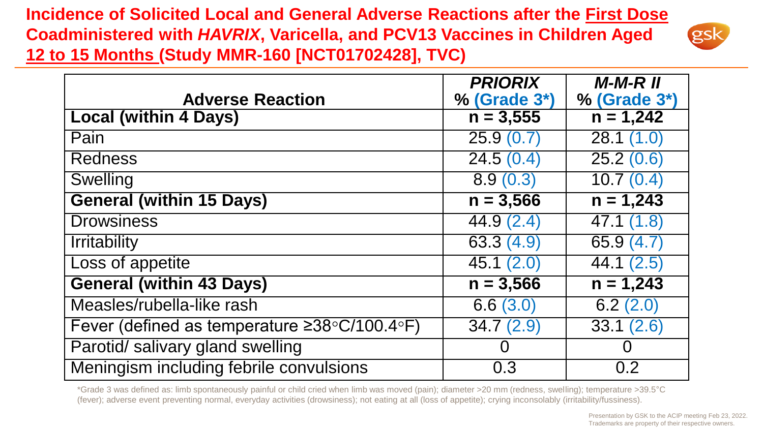## Incidence of Solicited Local and General Adverse Reactions after the First Dose Coadministered with *HAVRIX*, Varicella, and PCV13 Vaccines in Children Aged 12 to 15 Months (Study MMR-160 [NCT01702428], TVC)

| Adverse Reaction | *PRIORIX* % (Grade 3*) | *M-M-R II* % (Grade 3*) |
|---|---|---|
| **Local (within 4 Days)** | **n = 3,555** | **n = 1,242** |
| Pain | 25.9 (0.7) | 28.1 (1.0) |
| Redness | 24.5 (0.4) | 25.2 (0.6) |
| Swelling | 8.9 (0.3) | 10.7 (0.4) |
| **General (within 15 Days)** | **n = 3,566** | **n = 1,243** |
| Drowsiness | 44.9 (2.4) | 47.1 (1.8) |
| Irritability | 63.3 (4.9) | 65.9 (4.7) |
| Loss of appetite | 45.1 (2.0) | 44.1 (2.5) |
| **General (within 43 Days)** | **n = 3,566** | **n = 1,243** |
| Measles/rubella-like rash | 6.6 (3.0) | 6.2 (2.0) |
| Fever (defined as temperature ≥38◦C/100.4◦F) | 34.7 (2.9) | 33.1 (2.6) |
| Parotid/ salivary gland swelling | 0 | 0 |
| Meningism including febrile convulsions | 0.3 | 0.2 |

*Grade 3 was defined as: limb spontaneously painful or child cried when limb was moved (pain); diameter >20 mm (redness, swelling); temperature >39.5°C (fever); adverse event preventing normal, everyday activities (drowsiness); not eating at all (loss of appetite); crying inconsolably (irritability/fussiness).

Presentation by GSK to the ACIP meeting Feb 23, 2022.
Trademarks are property of their respective owners.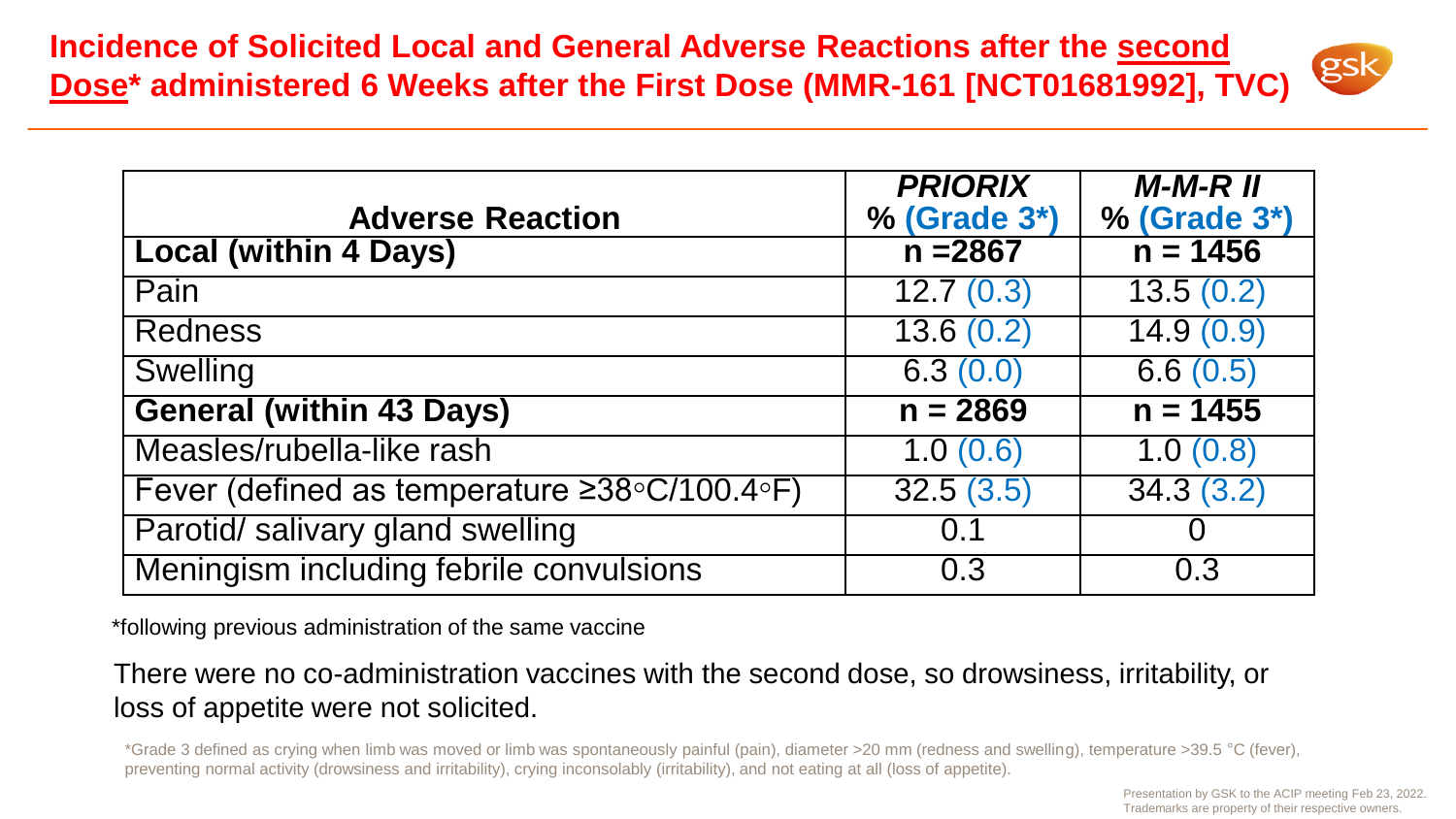# Incidence of Solicited Local and General Adverse Reactions after the second Dose* administered 6 Weeks after the First Dose (MMR-161 [NCT01681992], TVC)

| Adverse Reaction | *PRIORIX* % (Grade 3*) | *M-M-R II* % (Grade 3*) |
|---|---|---|
| **Local (within 4 Days)** | **n =2867** | **n = 1456** |
| Pain | 12.7 (0.3) | 13.5 (0.2) |
| Redness | 13.6 (0.2) | 14.9 (0.9) |
| Swelling | 6.3 (0.0) | 6.6 (0.5) |
| **General (within 43 Days)** | **n = 2869** | **n = 1455** |
| Measles/rubella-like rash | 1.0 (0.6) | 1.0 (0.8) |
| Fever (defined as temperature ≥38◦C/100.4◦F) | 32.5 (3.5) | 34.3 (3.2) |
| Parotid/ salivary gland swelling | 0.1 | 0 |
| Meningism including febrile convulsions | 0.3 | 0.3 |

*following previous administration of the same vaccine

There were no co-administration vaccines with the second dose, so drowsiness, irritability, or loss of appetite were not solicited.

*Grade 3 defined as crying when limb was moved or limb was spontaneously painful (pain), diameter >20 mm (redness and swelling), temperature >39.5 °C (fever), preventing normal activity (drowsiness and irritability), crying inconsolably (irritability), and not eating at all (loss of appetite).

Presentation by GSK to the ACIP meeting Feb 23, 2022.
Trademarks are property of their respective owners.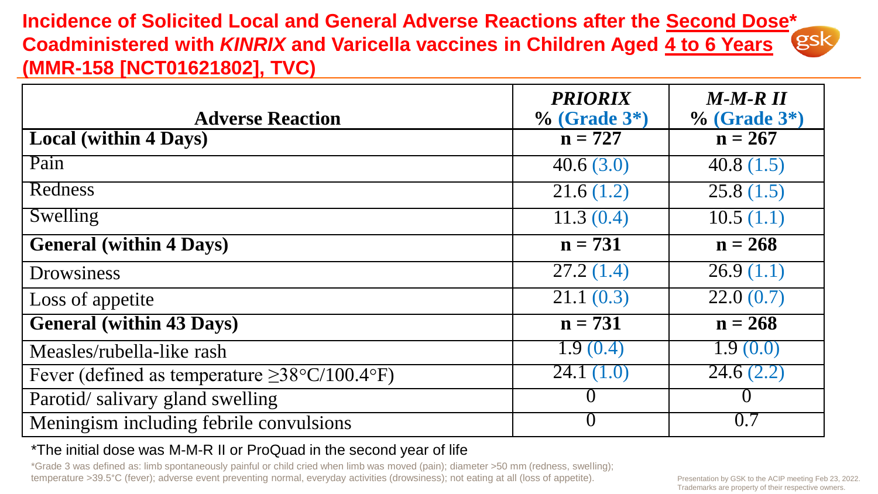## Incidence of Solicited Local and General Adverse Reactions after the Second Dose* Coadministered with *KINRIX* and Varicella vaccines in Children Aged 4 to 6 Years (MMR-158 [NCT01621802], TVC)

| Adverse Reaction | *PRIORIX* % (Grade 3*) | *M-M-R II* % (Grade 3*) |
|---|---|---|
| **Local (within 4 Days)** | **n = 727** | **n = 267** |
| Pain | 40.6 (3.0) | 40.8 (1.5) |
| Redness | 21.6 (1.2) | 25.8 (1.5) |
| Swelling | 11.3 (0.4) | 10.5 (1.1) |
| **General (within 4 Days)** | **n = 731** | **n = 268** |
| Drowsiness | 27.2 (1.4) | 26.9 (1.1) |
| Loss of appetite | 21.1 (0.3) | 22.0 (0.7) |
| **General (within 43 Days)** | **n = 731** | **n = 268** |
| Measles/rubella-like rash | 1.9 (0.4) | 1.9 (0.0) |
| Fever (defined as temperature ≥38°C/100.4°F) | 24.1 (1.0) | 24.6 (2.2) |
| Parotid/ salivary gland swelling | 0 | 0 |
| Meningism including febrile convulsions | 0 | 0.7 |

*The initial dose was M-M-R II or ProQuad in the second year of life

*Grade 3 was defined as: limb spontaneously painful or child cried when limb was moved (pain); diameter >50 mm (redness, swelling); temperature >39.5°C (fever); adverse event preventing normal, everyday activities (drowsiness); not eating at all (loss of appetite).

Presentation by GSK to the ACIP meeting Feb 23, 2022. Trademarks are property of their respective owners.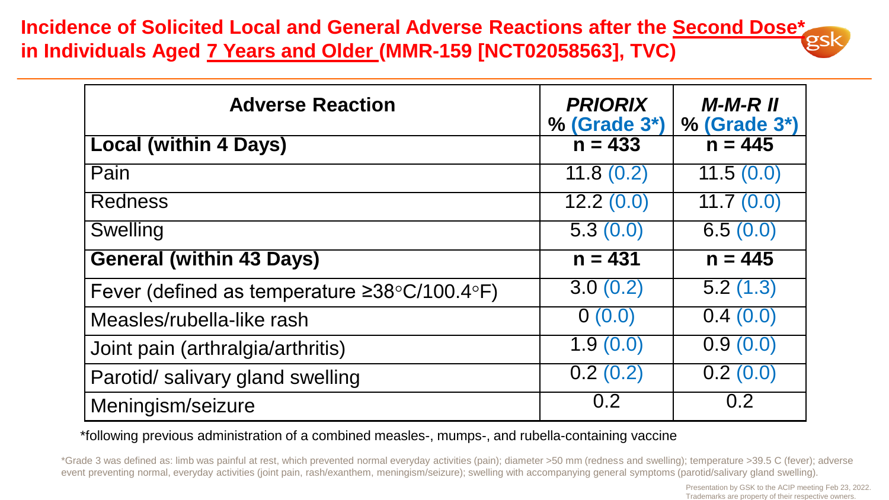# Incidence of Solicited Local and General Adverse Reactions after the Second Dose* in Individuals Aged 7 Years and Older (MMR-159 [NCT02058563], TVC)

| Adverse Reaction | *PRIORIX* % (Grade 3*) | *M-M-R II* % (Grade 3*) |
|---|---|---|
| **Local (within 4 Days)** | **n = 433** | **n = 445** |
| Pain | 11.8 (0.2) | 11.5 (0.0) |
| Redness | 12.2 (0.0) | 11.7 (0.0) |
| Swelling | 5.3 (0.0) | 6.5 (0.0) |
| **General (within 43 Days)** | **n = 431** | **n = 445** |
| Fever (defined as temperature ≥38°C/100.4°F) | 3.0 (0.2) | 5.2 (1.3) |
| Measles/rubella-like rash | 0 (0.0) | 0.4 (0.0) |
| Joint pain (arthralgia/arthritis) | 1.9 (0.0) | 0.9 (0.0) |
| Parotid/ salivary gland swelling | 0.2 (0.2) | 0.2 (0.0) |
| Meningism/seizure | 0.2 | 0.2 |

*following previous administration of a combined measles-, mumps-, and rubella-containing vaccine

*Grade 3 was defined as: limb was painful at rest, which prevented normal everyday activities (pain); diameter >50 mm (redness and swelling); temperature >39.5 C (fever); adverse event preventing normal, everyday activities (joint pain, rash/exanthem, meningism/seizure); swelling with accompanying general symptoms (parotid/salivary gland swelling).

Presentation by GSK to the ACIP meeting Feb 23, 2022.
Trademarks are property of their respective owners.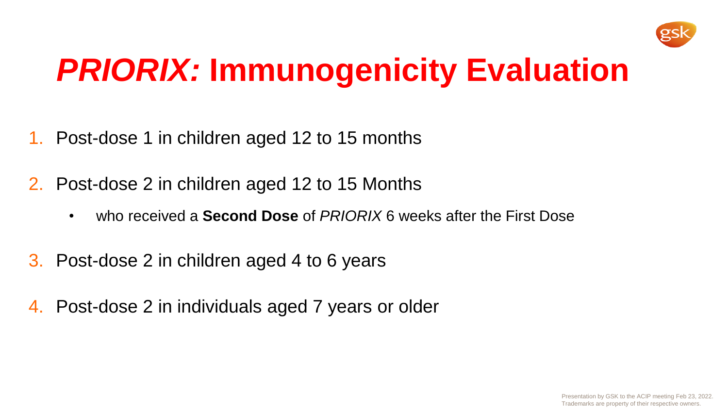# *PRIORIX:* Immunogenicity Evaluation

1. Post-dose 1 in children aged 12 to 15 months
2. Post-dose 2 in children aged 12 to 15 Months
   - who received a **Second Dose** of *PRIORIX* 6 weeks after the First Dose
3. Post-dose 2 in children aged 4 to 6 years
4. Post-dose 2 in individuals aged 7 years or older

Presentation by GSK to the ACIP meeting Feb 23, 2022.
Trademarks are property of their respective owners.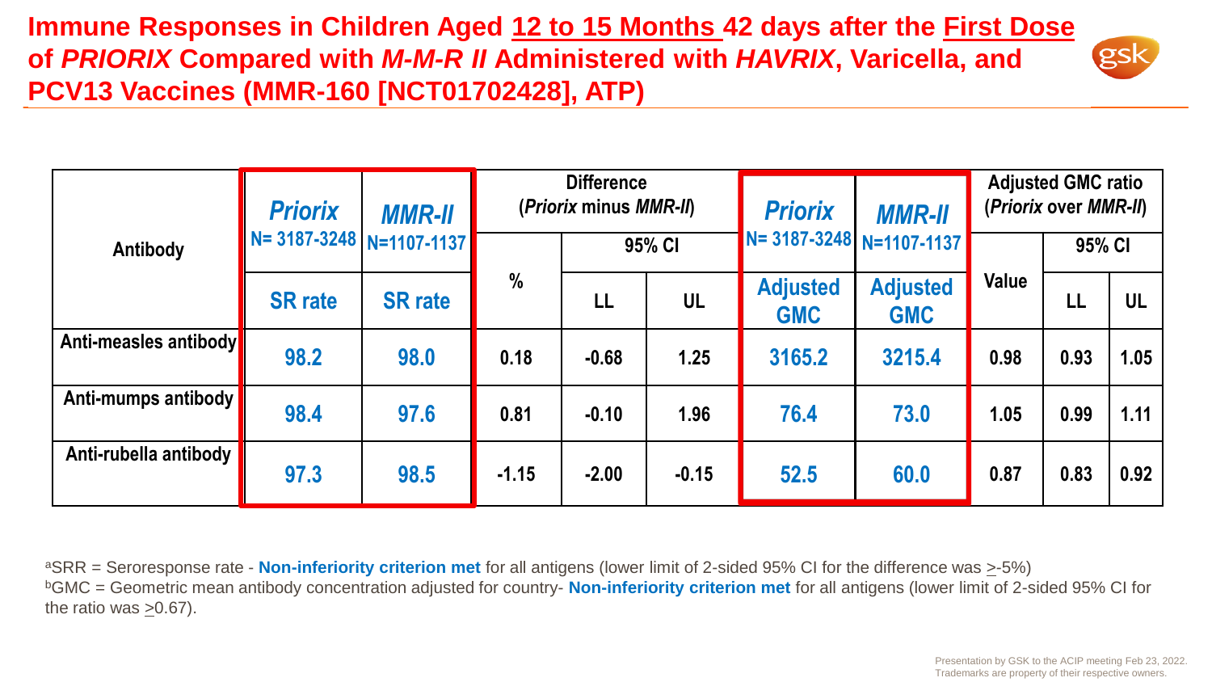# Immune Responses in Children Aged 12 to 15 Months 42 days after the First Dose of *PRIORIX* Compared with *M-M-R II* Administered with *HAVRIX*, Varicella, and PCV13 Vaccines (MMR-160 [NCT01702428], ATP)

| Antibody | *Priorix* N= 3187-3248 | *MMR-II* N=1107-1137 | Difference (*Priorix* minus *MMR-II*) | | | *Priorix* N= 3187-3248 | *MMR-II* N=1107-1137 | Adjusted GMC ratio (*Priorix* over *MMR-II*) | | |
|---|---|---|---|---|---|---|---|---|---|---|
| | | | % | 95% CI | | | | Value | 95% CI | |
| | SR rate | SR rate | | LL | UL | Adjusted GMC | Adjusted GMC | | LL | UL |
| Anti-measles antibody | 98.2 | 98.0 | 0.18 | -0.68 | 1.25 | 3165.2 | 3215.4 | 0.98 | 0.93 | 1.05 |
| Anti-mumps antibody | 98.4 | 97.6 | 0.81 | -0.10 | 1.96 | 76.4 | 73.0 | 1.05 | 0.99 | 1.11 |
| Anti-rubella antibody | 97.3 | 98.5 | -1.15 | -2.00 | -0.15 | 52.5 | 60.0 | 0.87 | 0.83 | 0.92 |

[a]SRR = Seroresponse rate - **Non-inferiority criterion met** for all antigens (lower limit of 2-sided 95% CI for the difference was $\geq$-5%)
[b]GMC = Geometric mean antibody concentration adjusted for country- **Non-inferiority criterion met** for all antigens (lower limit of 2-sided 95% CI for the ratio was $\geq$0.67).

Presentation by GSK to the ACIP meeting Feb 23, 2022.
Trademarks are property of their respective owners.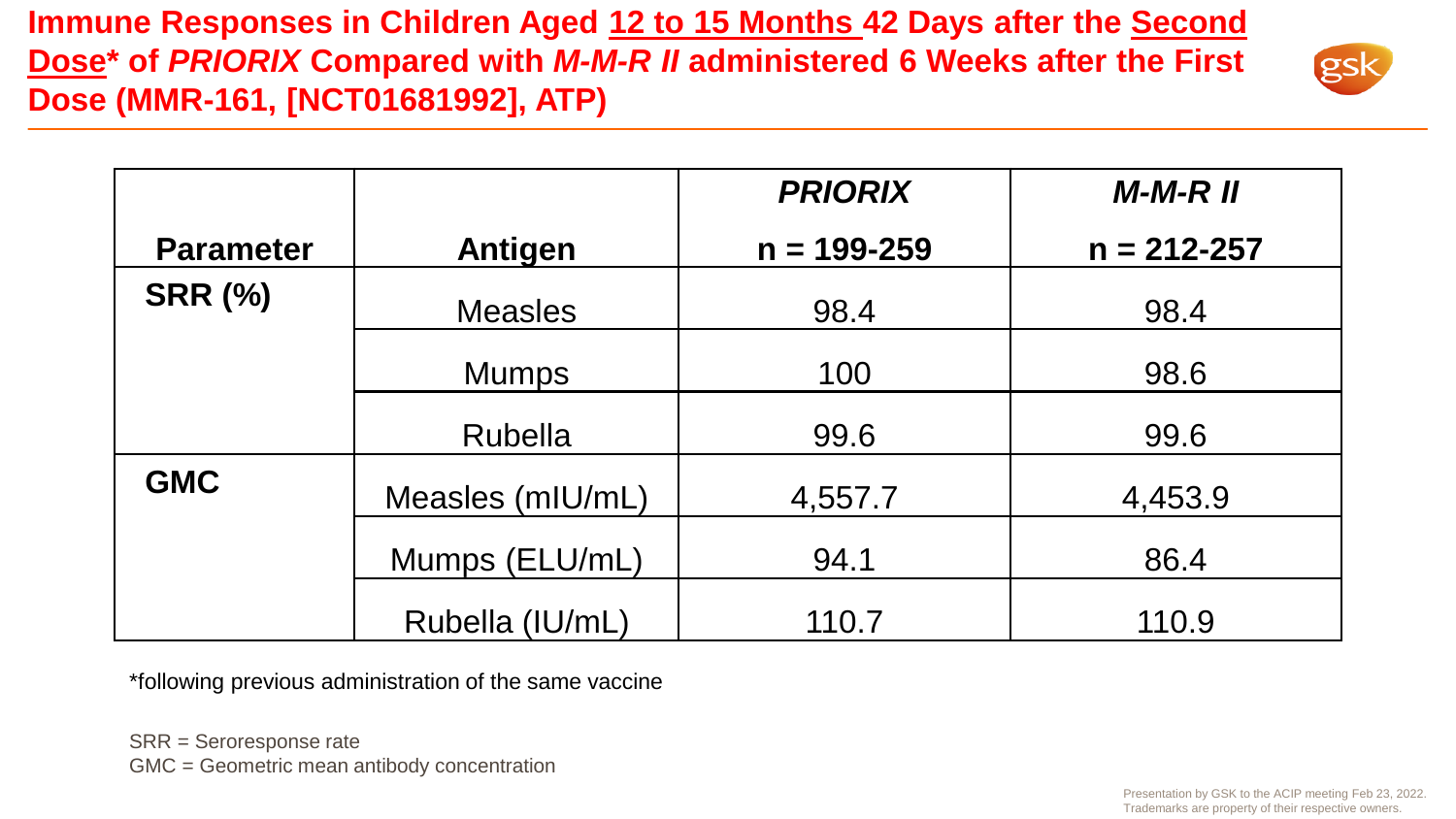# Immune Responses in Children Aged 12 to 15 Months 42 Days after the Second Dose* of *PRIORIX* Compared with *M-M-R II* administered 6 Weeks after the First Dose (MMR-161, [NCT01681992], ATP)

| Parameter | Antigen | ***PRIORIX*** **n = 199-259** | ***M-M-R II*** **n = 212-257** |
|---|---|---|---|
| **SRR (%)** | Measles | 98.4 | 98.4 |
| | Mumps | 100 | 98.6 |
| | Rubella | 99.6 | 99.6 |
| **GMC** | Measles (mIU/mL) | 4,557.7 | 4,453.9 |
| | Mumps (ELU/mL) | 94.1 | 86.4 |
| | Rubella (IU/mL) | 110.7 | 110.9 |

*following previous administration of the same vaccine

SRR = Seroresponse rate
GMC = Geometric mean antibody concentration

Presentation by GSK to the ACIP meeting Feb 23, 2022.
Trademarks are property of their respective owners.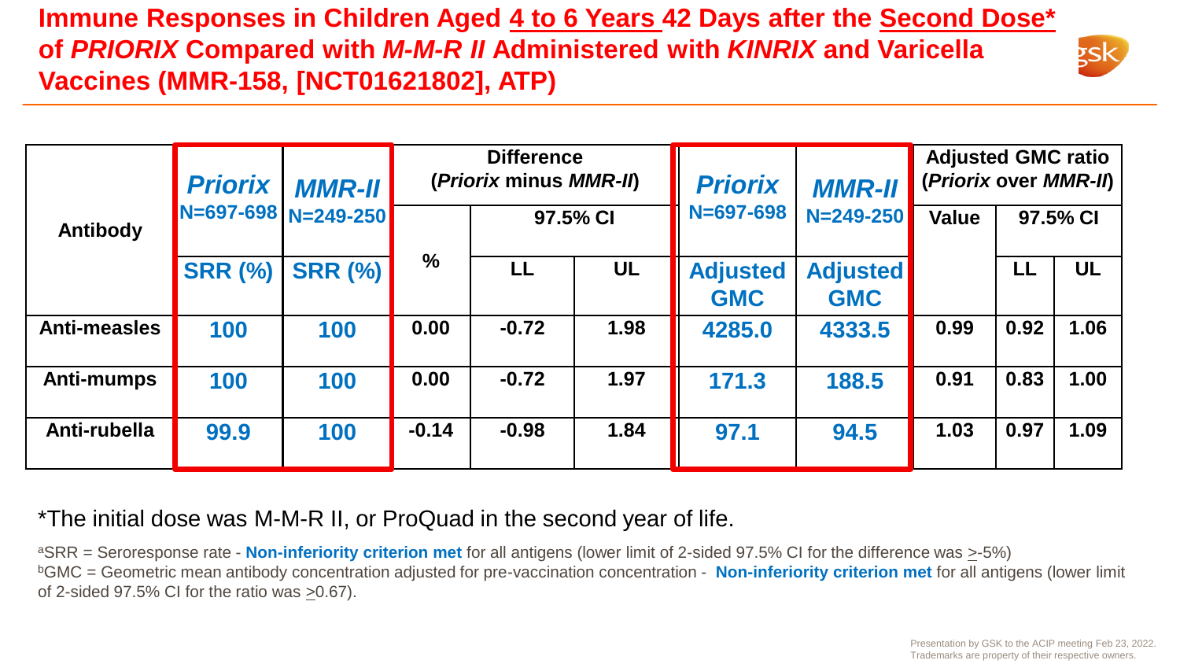# Immune Responses in Children Aged 4 to 6 Years 42 Days after the Second Dose* of *PRIORIX* Compared with *M-M-R II* Administered with *KINRIX* and Varicella Vaccines (MMR-158, [NCT01621802], ATP)

| Antibody | *Priorix* N=697-698 | *MMR-II* N=249-250 | Difference (*Priorix* minus *MMR-II*) | | | *Priorix* N=697-698 | *MMR-II* N=249-250 | Adjusted GMC ratio (*Priorix* over *MMR-II*) | | |
|---|---|---|---|---|---|---|---|---|---|---|
| | | | % | 97.5% CI | | | | Value | 97.5% CI | |
| | SRR (%) | SRR (%) | | LL | UL | Adjusted GMC | Adjusted GMC | | LL | UL |
| Anti-measles | 100 | 100 | 0.00 | -0.72 | 1.98 | 4285.0 | 4333.5 | 0.99 | 0.92 | 1.06 |
| Anti-mumps | 100 | 100 | 0.00 | -0.72 | 1.97 | 171.3 | 188.5 | 0.91 | 0.83 | 1.00 |
| Anti-rubella | 99.9 | 100 | -0.14 | -0.98 | 1.84 | 97.1 | 94.5 | 1.03 | 0.97 | 1.09 |

*The initial dose was M-M-R II, or ProQuad in the second year of life.

[a]SRR = Seroresponse rate - **Non-inferiority criterion met** for all antigens (lower limit of 2-sided 97.5% CI for the difference was ≥-5%)
[b]GMC = Geometric mean antibody concentration adjusted for pre-vaccination concentration - **Non-inferiority criterion met** for all antigens (lower limit of 2-sided 97.5% CI for the ratio was ≥0.67).

Presentation by GSK to the ACIP meeting Feb 23, 2022.
Trademarks are property of their respective owners.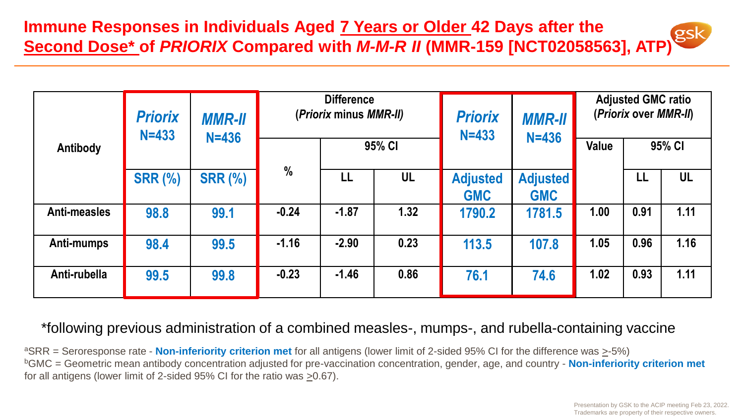# Immune Responses in Individuals Aged 7 Years or Older 42 Days after the Second Dose* of *PRIORIX* Compared with *M-M-R II* (MMR-159 [NCT02058563], ATP)

| Antibody | *Priorix* N=433 | *MMR-II* N=436 | Difference (*Priorix* minus *MMR-II*) | | | *Priorix* N=433 | *MMR-II* N=436 | Adjusted GMC ratio (*Priorix* over *MMR-II*) | | |
|---|---|---|---|---|---|---|---|---|---|---|
| | | | % | 95% CI | | | | Value | 95% CI | |
| | SRR (%) | SRR (%) | | LL | UL | Adjusted GMC | Adjusted GMC | | LL | UL |
| Anti-measles | 98.8 | 99.1 | -0.24 | -1.87 | 1.32 | 1790.2 | 1781.5 | 1.00 | 0.91 | 1.11 |
| Anti-mumps | 98.4 | 99.5 | -1.16 | -2.90 | 0.23 | 113.5 | 107.8 | 1.05 | 0.96 | 1.16 |
| Anti-rubella | 99.5 | 99.8 | -0.23 | -1.46 | 0.86 | 76.1 | 74.6 | 1.02 | 0.93 | 1.11 |

*following previous administration of a combined measles-, mumps-, and rubella-containing vaccine

[a]SRR = Seroresponse rate - **Non-inferiority criterion met** for all antigens (lower limit of 2-sided 95% CI for the difference was ≥-5%)
[b]GMC = Geometric mean antibody concentration adjusted for pre-vaccination concentration, gender, age, and country - **Non-inferiority criterion met** for all antigens (lower limit of 2-sided 95% CI for the ratio was ≥0.67).

Presentation by GSK to the ACIP meeting Feb 23, 2022.
Trademarks are property of their respective owners.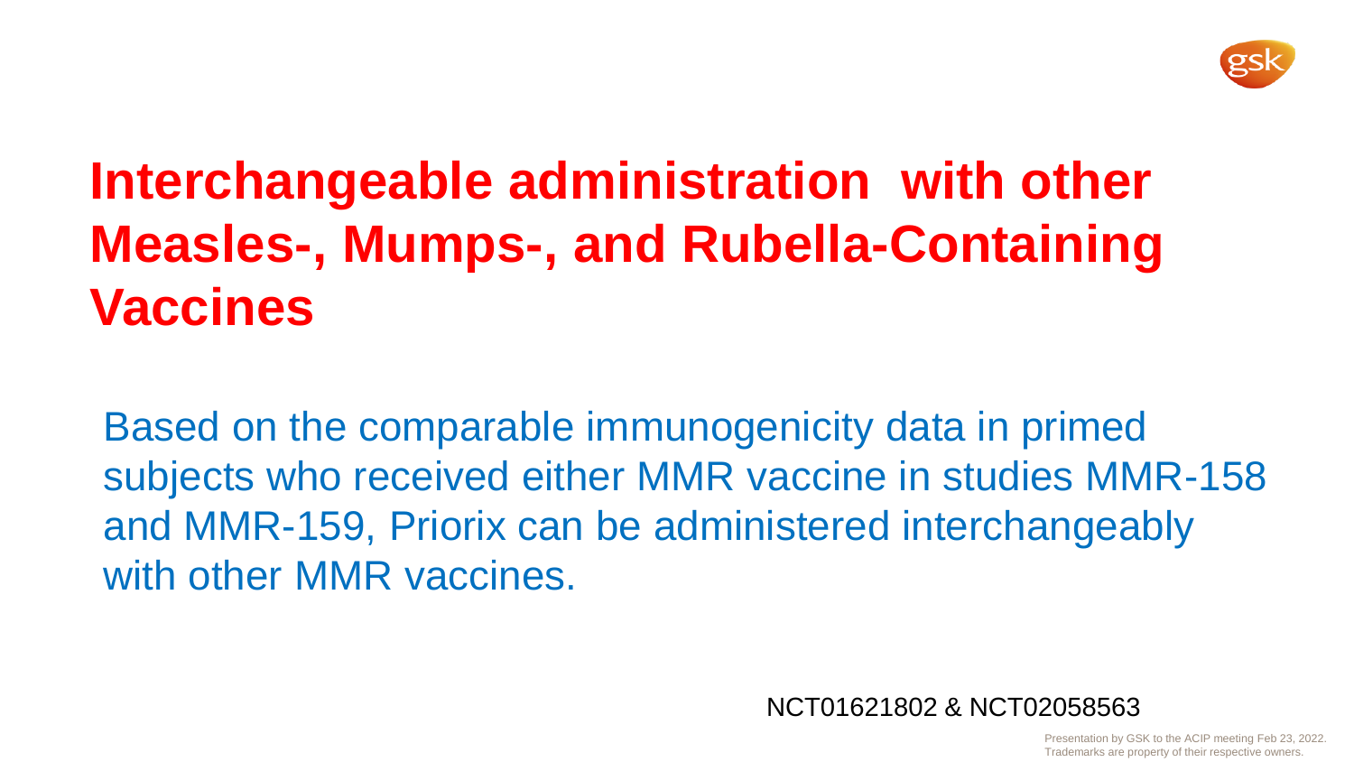# Interchangeable administration with other Measles-, Mumps-, and Rubella-Containing Vaccines

Based on the comparable immunogenicity data in primed subjects who received either MMR vaccine in studies MMR-158 and MMR-159, Priorix can be administered interchangeably with other MMR vaccines.

NCT01621802 & NCT02058563

Presentation by GSK to the ACIP meeting Feb 23, 2022.
Trademarks are property of their respective owners.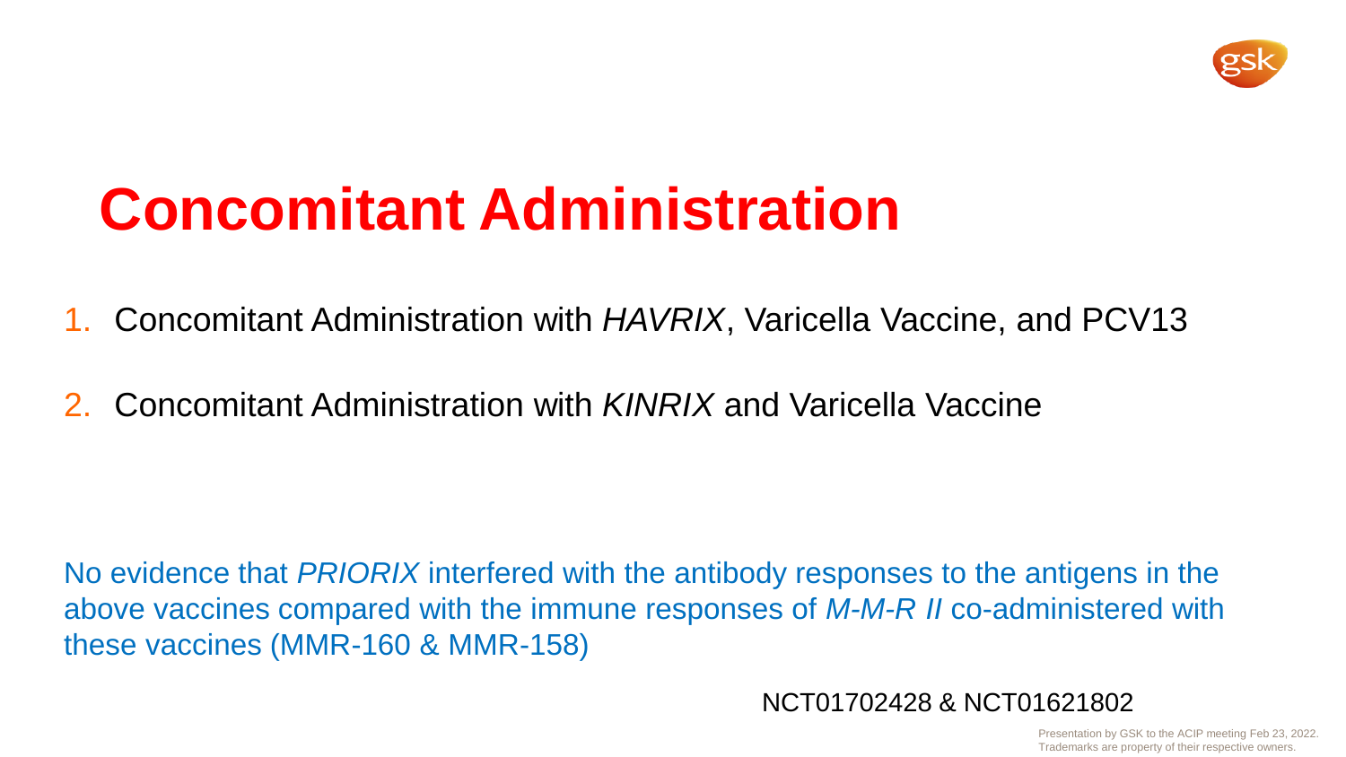# Concomitant Administration

1. Concomitant Administration with *HAVRIX*, Varicella Vaccine, and PCV13
2. Concomitant Administration with *KINRIX* and Varicella Vaccine

No evidence that *PRIORIX* interfered with the antibody responses to the antigens in the above vaccines compared with the immune responses of *M-M-R II* co-administered with these vaccines (MMR-160 & MMR-158)

NCT01702428 & NCT01621802

Presentation by GSK to the ACIP meeting Feb 23, 2022.
Trademarks are property of their respective owners.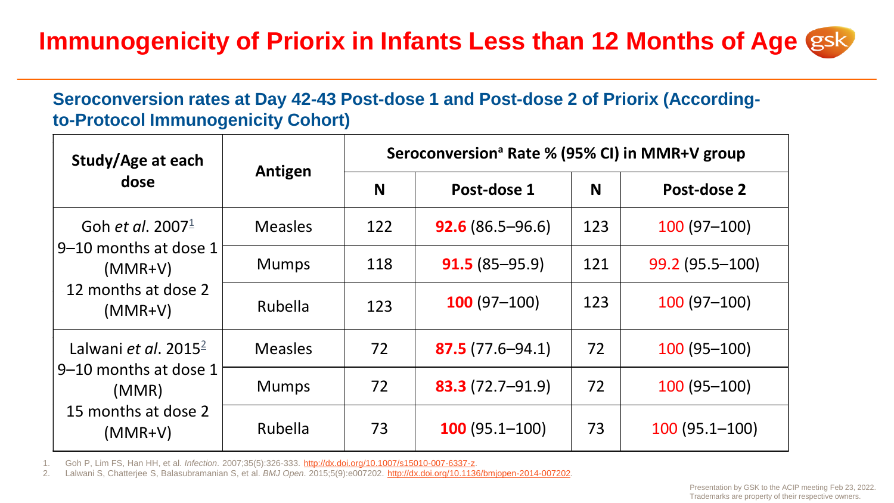# Immunogenicity of Priorix in Infants Less than 12 Months of Age

## Seroconversion rates at Day 42-43 Post-dose 1 and Post-dose 2 of Priorix (According-to-Protocol Immunogenicity Cohort)

| Study/Age at each dose | Antigen | Seroconversion[a] Rate % (95% CI) in MMR+V group | | | |
|---|---|---|---|---|---|
| | | N | Post-dose 1 | N | Post-dose 2 |
| Goh *et al*. 2007[1] 9–10 months at dose 1 (MMR+V) 12 months at dose 2 (MMR+V) | Measles | 122 | **92.6** (86.5–96.6) | 123 | 100 (97–100) |
| | Mumps | 118 | **91.5** (85–95.9) | 121 | 99.2 (95.5–100) |
| | Rubella | 123 | **100** (97–100) | 123 | 100 (97–100) |
| Lalwani *et al*. 2015[2] 9–10 months at dose 1 (MMR) 15 months at dose 2 (MMR+V) | Measles | 72 | **87.5** (77.6–94.1) | 72 | 100 (95–100) |
| | Mumps | 72 | **83.3** (72.7–91.9) | 72 | 100 (95–100) |
| | Rubella | 73 | **100** (95.1–100) | 73 | 100 (95.1–100) |

1. Goh P, Lim FS, Han HH, et al. *Infection*. 2007;35(5):326-333. http://dx.doi.org/10.1007/s15010-007-6337-z.
2. Lalwani S, Chatterjee S, Balasubramanian S, et al. *BMJ Open*. 2015;5(9):e007202. http://dx.doi.org/10.1136/bmjopen-2014-007202.

Presentation by GSK to the ACIP meeting Feb 23, 2022.
Trademarks are property of their respective owners.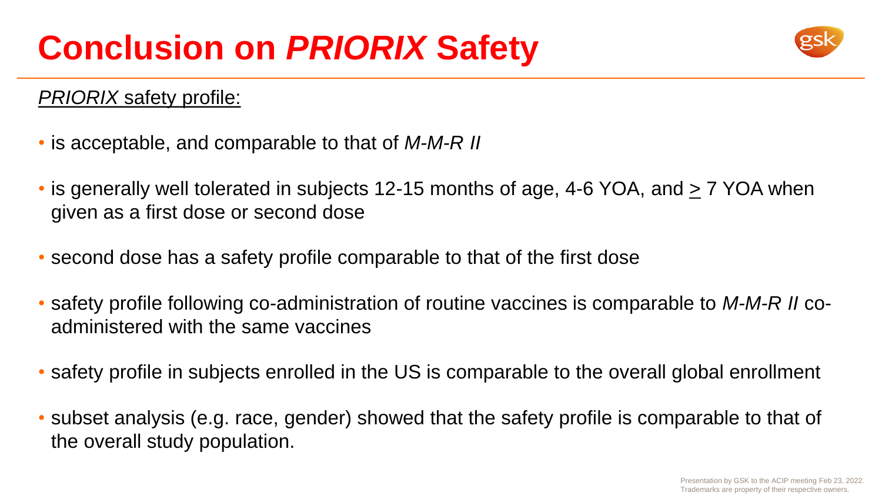# Conclusion on *PRIORIX* Safety

*PRIORIX* safety profile:

- is acceptable, and comparable to that of *M-M-R II*
- is generally well tolerated in subjects 12-15 months of age, 4-6 YOA, and ≥ 7 YOA when given as a first dose or second dose
- second dose has a safety profile comparable to that of the first dose
- safety profile following co-administration of routine vaccines is comparable to *M-M-R II* co-administered with the same vaccines
- safety profile in subjects enrolled in the US is comparable to the overall global enrollment
- subset analysis (e.g. race, gender) showed that the safety profile is comparable to that of the overall study population.

Presentation by GSK to the ACIP meeting Feb 23, 2022.
Trademarks are property of their respective owners.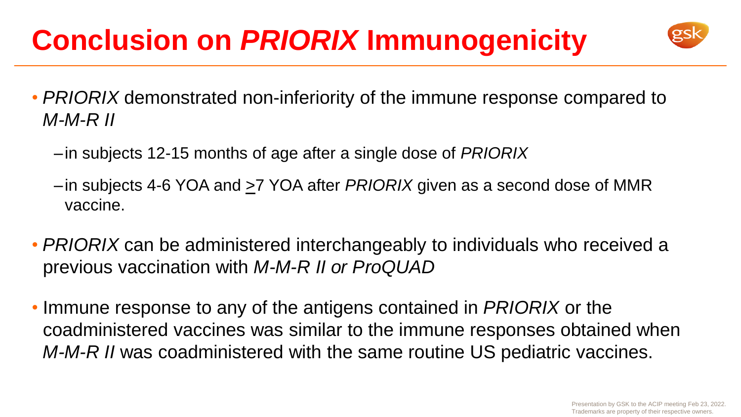# Conclusion on *PRIORIX* Immunogenicity

- *PRIORIX* demonstrated non-inferiority of the immune response compared to *M-M-R II*
  - in subjects 12-15 months of age after a single dose of *PRIORIX*
  - in subjects 4-6 YOA and ≥7 YOA after *PRIORIX* given as a second dose of MMR vaccine.
- *PRIORIX* can be administered interchangeably to individuals who received a previous vaccination with *M-M-R II or ProQUAD*
- Immune response to any of the antigens contained in *PRIORIX* or the coadministered vaccines was similar to the immune responses obtained when *M-M-R II* was coadministered with the same routine US pediatric vaccines.

Presentation by GSK to the ACIP meeting Feb 23, 2022.
Trademarks are property of their respective owners.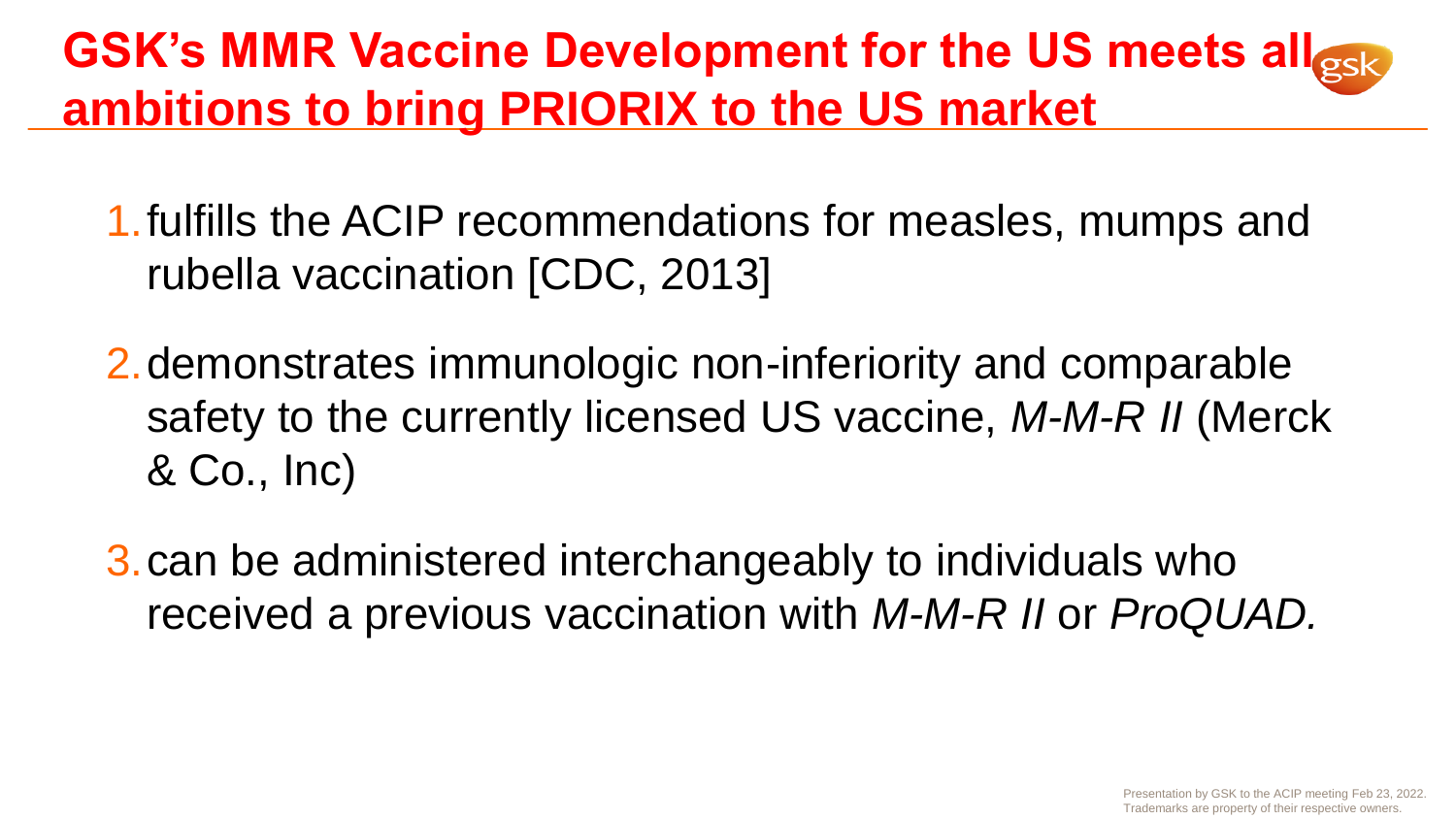# GSK's MMR Vaccine Development for the US meets all ambitions to bring PRIORIX to the US market

1. fulfills the ACIP recommendations for measles, mumps and rubella vaccination [CDC, 2013]
2. demonstrates immunologic non-inferiority and comparable safety to the currently licensed US vaccine, *M-M-R II* (Merck & Co., Inc)
3. can be administered interchangeably to individuals who received a previous vaccination with *M-M-R II* or *ProQUAD.*

Presentation by GSK to the ACIP meeting Feb 23, 2022.
Trademarks are property of their respective owners.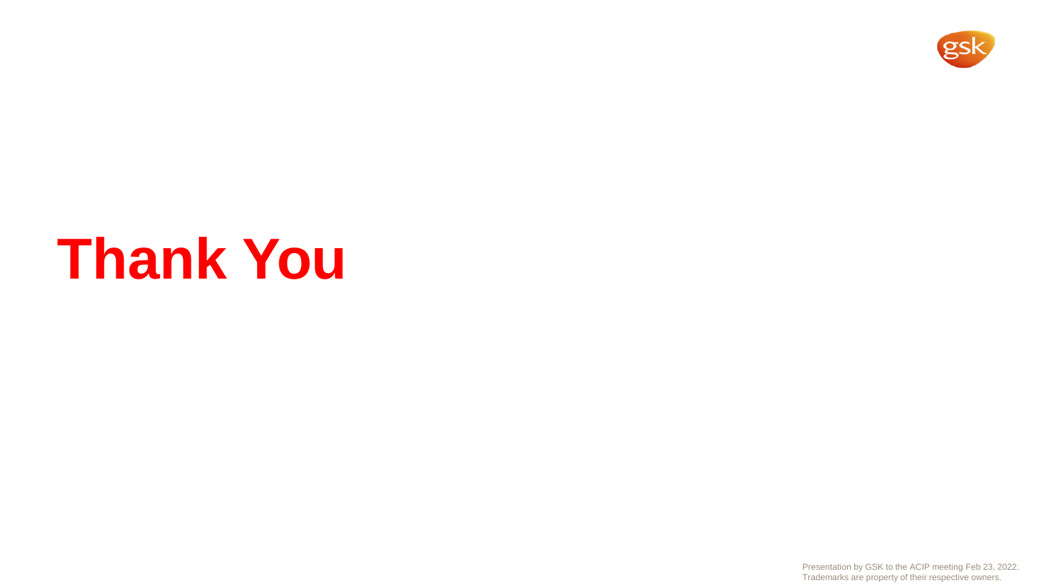# Thank You

Presentation by GSK to the ACIP meeting Feb 23, 2022.
Trademarks are property of their respective owners.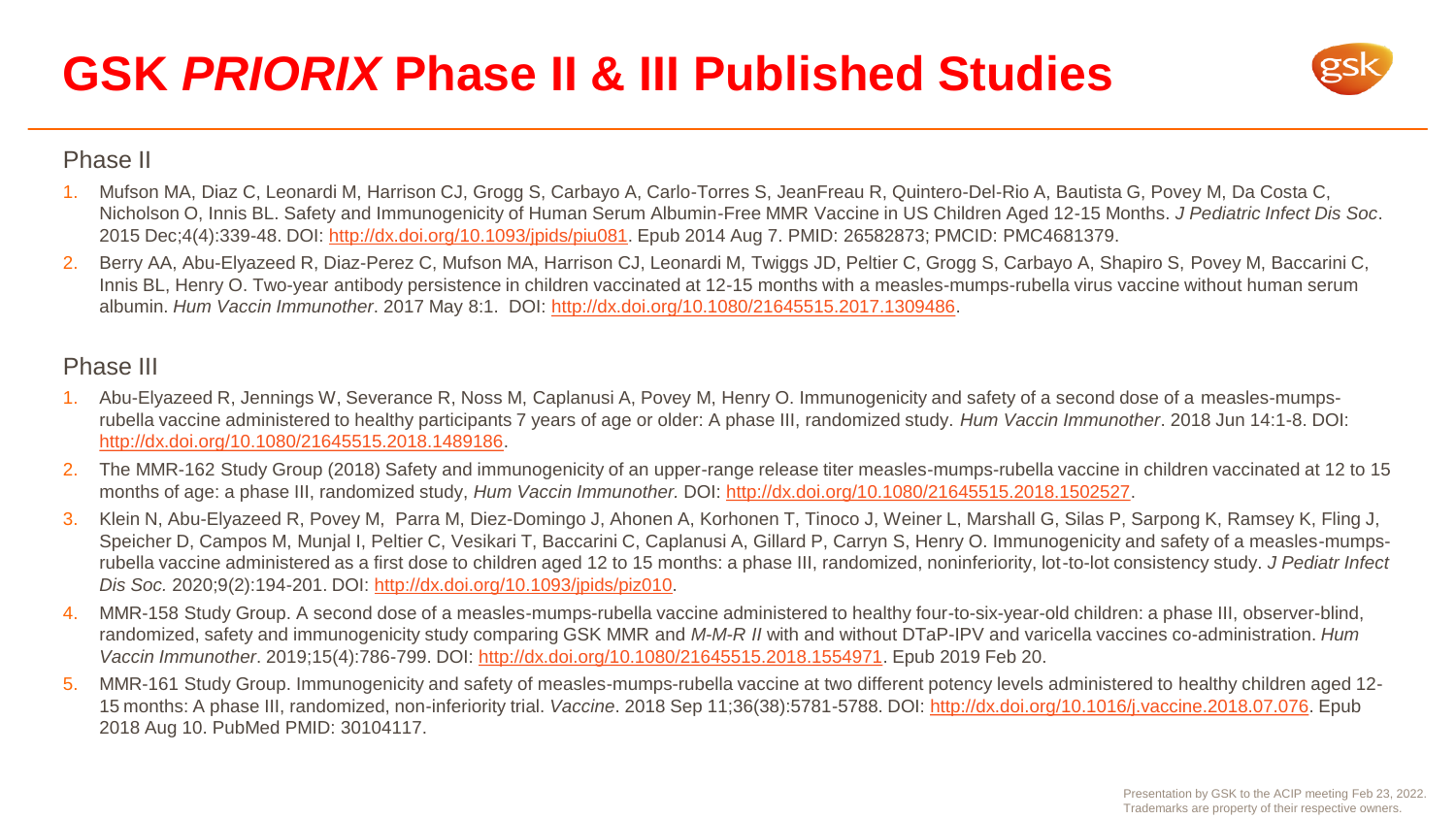# GSK *PRIORIX* Phase II & III Published Studies

## Phase II

1. Mufson MA, Diaz C, Leonardi M, Harrison CJ, Grogg S, Carbayo A, Carlo-Torres S, JeanFreau R, Quintero-Del-Rio A, Bautista G, Povey M, Da Costa C, Nicholson O, Innis BL. Safety and Immunogenicity of Human Serum Albumin-Free MMR Vaccine in US Children Aged 12-15 Months. *J Pediatric Infect Dis Soc*. 2015 Dec;4(4):339-48. DOI: http://dx.doi.org/10.1093/jpids/piu081. Epub 2014 Aug 7. PMID: 26582873; PMCID: PMC4681379.
2. Berry AA, Abu-Elyazeed R, Diaz-Perez C, Mufson MA, Harrison CJ, Leonardi M, Twiggs JD, Peltier C, Grogg S, Carbayo A, Shapiro S, Povey M, Baccarini C, Innis BL, Henry O. Two-year antibody persistence in children vaccinated at 12-15 months with a measles-mumps-rubella virus vaccine without human serum albumin. *Hum Vaccin Immunother*. 2017 May 8:1. DOI: http://dx.doi.org/10.1080/21645515.2017.1309486.

## Phase III

1. Abu-Elyazeed R, Jennings W, Severance R, Noss M, Caplanusi A, Povey M, Henry O. Immunogenicity and safety of a second dose of a measles-mumps-rubella vaccine administered to healthy participants 7 years of age or older: A phase III, randomized study. *Hum Vaccin Immunother*. 2018 Jun 14:1-8. DOI: http://dx.doi.org/10.1080/21645515.2018.1489186.
2. The MMR-162 Study Group (2018) Safety and immunogenicity of an upper-range release titer measles-mumps-rubella vaccine in children vaccinated at 12 to 15 months of age: a phase III, randomized study, *Hum Vaccin Immunother.* DOI: http://dx.doi.org/10.1080/21645515.2018.1502527.
3. Klein N, Abu-Elyazeed R, Povey M, Parra M, Diez-Domingo J, Ahonen A, Korhonen T, Tinoco J, Weiner L, Marshall G, Silas P, Sarpong K, Ramsey K, Fling J, Speicher D, Campos M, Munjal I, Peltier C, Vesikari T, Baccarini C, Caplanusi A, Gillard P, Carryn S, Henry O. Immunogenicity and safety of a measles-mumps-rubella vaccine administered as a first dose to children aged 12 to 15 months: a phase III, randomized, noninferiority, lot-to-lot consistency study. *J Pediatr Infect Dis Soc.* 2020;9(2):194-201. DOI: http://dx.doi.org/10.1093/jpids/piz010.
4. MMR-158 Study Group. A second dose of a measles-mumps-rubella vaccine administered to healthy four-to-six-year-old children: a phase III, observer-blind, randomized, safety and immunogenicity study comparing GSK MMR and *M-M-R II* with and without DTaP-IPV and varicella vaccines co-administration. *Hum Vaccin Immunother*. 2019;15(4):786-799. DOI: http://dx.doi.org/10.1080/21645515.2018.1554971. Epub 2019 Feb 20.
5. MMR-161 Study Group. Immunogenicity and safety of measles-mumps-rubella vaccine at two different potency levels administered to healthy children aged 12-15 months: A phase III, randomized, non-inferiority trial. *Vaccine*. 2018 Sep 11;36(38):5781-5788. DOI: http://dx.doi.org/10.1016/j.vaccine.2018.07.076. Epub 2018 Aug 10. PubMed PMID: 30104117.

Presentation by GSK to the ACIP meeting Feb 23, 2022.
Trademarks are property of their respective owners.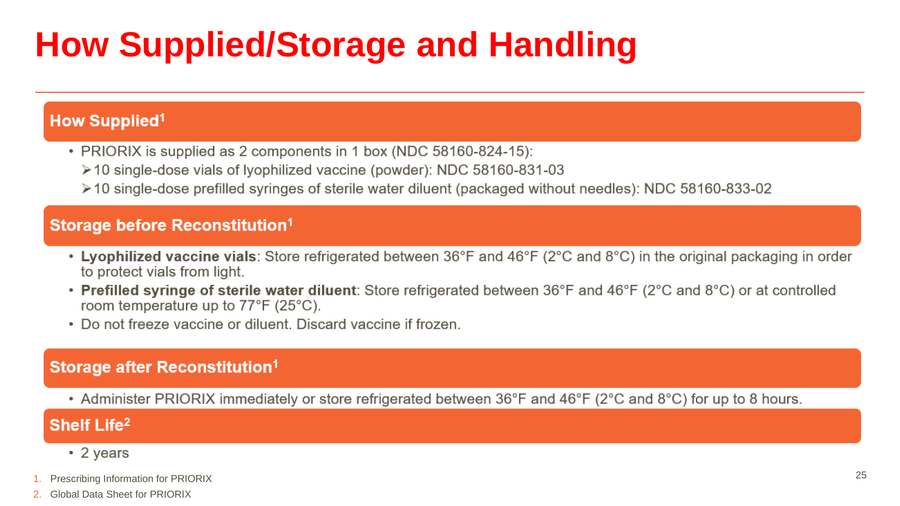# How Supplied/Storage and Handling

## How Supplied[1]

- PRIORIX is supplied as 2 components in 1 box (NDC 58160-824-15):
  - 10 single-dose vials of lyophilized vaccine (powder): NDC 58160-831-03
  - 10 single-dose prefilled syringes of sterile water diluent (packaged without needles): NDC 58160-833-02

## Storage before Reconstitution[1]

- **Lyophilized vaccine vials**: Store refrigerated between 36°F and 46°F (2°C and 8°C) in the original packaging in order to protect vials from light.
- **Prefilled syringe of sterile water diluent**: Store refrigerated between 36°F and 46°F (2°C and 8°C) or at controlled room temperature up to 77°F (25°C).
- Do not freeze vaccine or diluent. Discard vaccine if frozen.

## Storage after Reconstitution[1]

- Administer PRIORIX immediately or store refrigerated between 36°F and 46°F (2°C and 8°C) for up to 8 hours.

## Shelf Life[2]

- 2 years

1. Prescribing Information for PRIORIX
2. Global Data Sheet for PRIORIX